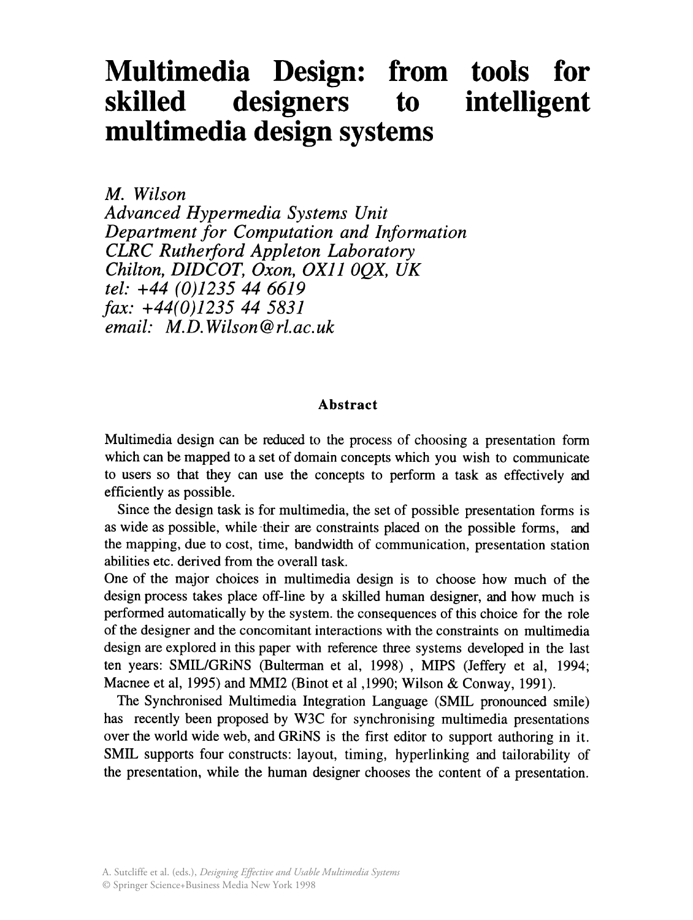# Multimedia Design: from tools for skilled designers to intelligent multimedia design systems

*M. Wilson*
*Advanced Hypermedia Systems Unit*
*Department for Computation and Information*
*CLRC Rutherford Appleton Laboratory*
*Chilton, DIDCOT, Oxon, OX11 0QX, UK*
*tel: +44 (0)1235 44 6619*
*fax: +44(0)1235 44 5831*
*email: M.D.Wilson@rl.ac.uk*

## Abstract

Multimedia design can be reduced to the process of choosing a presentation form which can be mapped to a set of domain concepts which you wish to communicate to users so that they can use the concepts to perform a task as effectively and efficiently as possible.

Since the design task is for multimedia, the set of possible presentation forms is as wide as possible, while their are constraints placed on the possible forms, and the mapping, due to cost, time, bandwidth of communication, presentation station abilities etc. derived from the overall task.

One of the major choices in multimedia design is to choose how much of the design process takes place off-line by a skilled human designer, and how much is performed automatically by the system. the consequences of this choice for the role of the designer and the concomitant interactions with the constraints on multimedia design are explored in this paper with reference three systems developed in the last ten years: SMIL/GRiNS (Bulterman et al, 1998) , MIPS (Jeffery et al, 1994; Macnee et al, 1995) and MMI2 (Binot et al ,1990; Wilson & Conway, 1991).

The Synchronised Multimedia Integration Language (SMIL pronounced smile) has recently been proposed by W3C for synchronising multimedia presentations over the world wide web, and GRiNS is the first editor to support authoring in it. SMIL supports four constructs: layout, timing, hyperlinking and tailorability of the presentation, while the human designer chooses the content of a presentation.

A. Sutcliffe et al. (eds.), *Designing Effective and Usable Multimedia Systems*
© Springer Science+Business Media New York 1998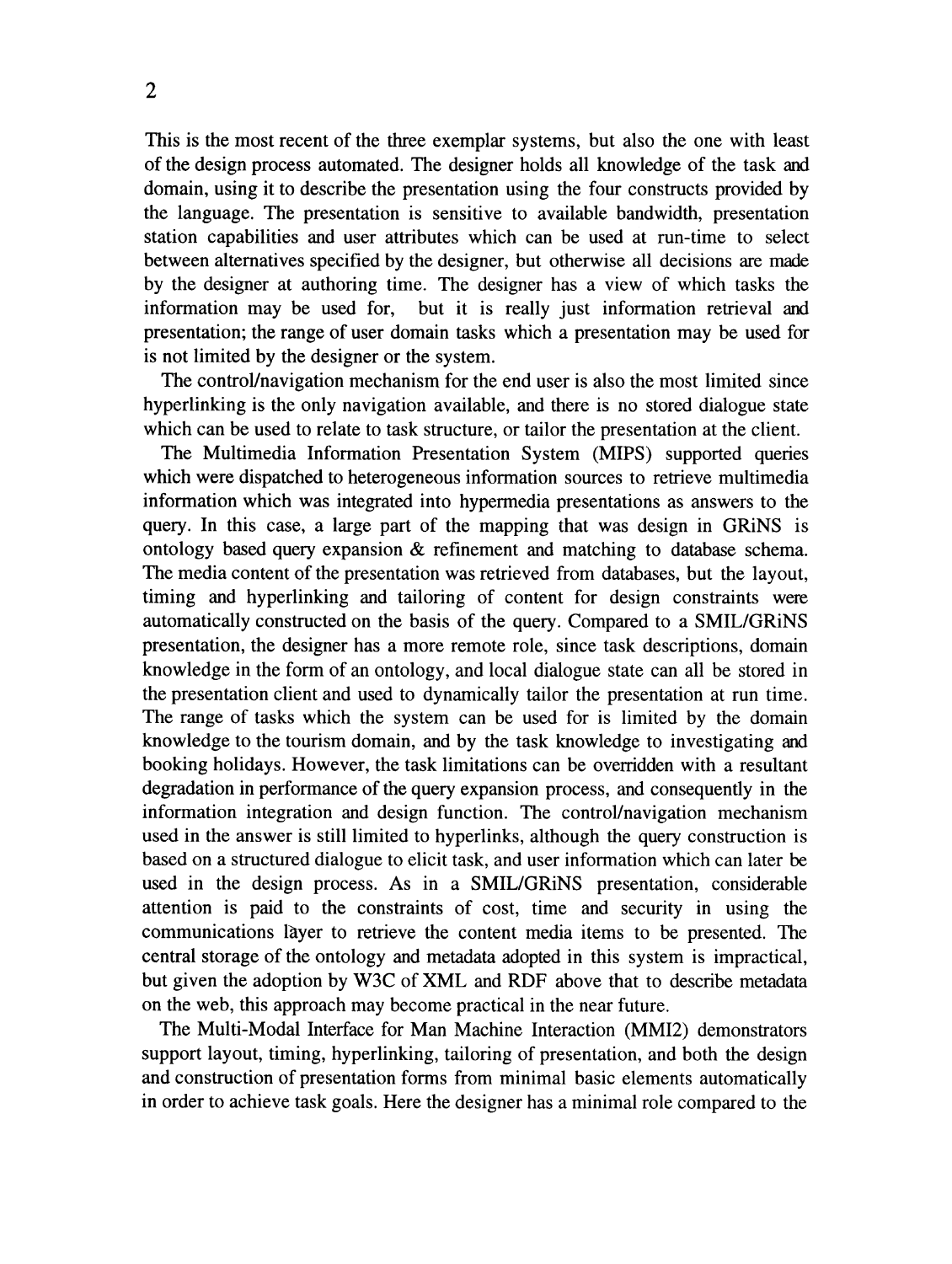This is the most recent of the three exemplar systems, but also the one with least of the design process automated. The designer holds all knowledge of the task and domain, using it to describe the presentation using the four constructs provided by the language. The presentation is sensitive to available bandwidth, presentation station capabilities and user attributes which can be used at run-time to select between alternatives specified by the designer, but otherwise all decisions are made by the designer at authoring time. The designer has a view of which tasks the information may be used for, but it is really just information retrieval and presentation; the range of user domain tasks which a presentation may be used for is not limited by the designer or the system.

The control/navigation mechanism for the end user is also the most limited since hyperlinking is the only navigation available, and there is no stored dialogue state which can be used to relate to task structure, or tailor the presentation at the client.

The Multimedia Information Presentation System (MIPS) supported queries which were dispatched to heterogeneous information sources to retrieve multimedia information which was integrated into hypermedia presentations as answers to the query. In this case, a large part of the mapping that was design in GRiNS is ontology based query expansion & refinement and matching to database schema. The media content of the presentation was retrieved from databases, but the layout, timing and hyperlinking and tailoring of content for design constraints were automatically constructed on the basis of the query. Compared to a SMIL/GRiNS presentation, the designer has a more remote role, since task descriptions, domain knowledge in the form of an ontology, and local dialogue state can all be stored in the presentation client and used to dynamically tailor the presentation at run time. The range of tasks which the system can be used for is limited by the domain knowledge to the tourism domain, and by the task knowledge to investigating and booking holidays. However, the task limitations can be overridden with a resultant degradation in performance of the query expansion process, and consequently in the information integration and design function. The control/navigation mechanism used in the answer is still limited to hyperlinks, although the query construction is based on a structured dialogue to elicit task, and user information which can later be used in the design process. As in a SMIL/GRiNS presentation, considerable attention is paid to the constraints of cost, time and security in using the communications layer to retrieve the content media items to be presented. The central storage of the ontology and metadata adopted in this system is impractical, but given the adoption by W3C of XML and RDF above that to describe metadata on the web, this approach may become practical in the near future.

The Multi-Modal Interface for Man Machine Interaction (MMI2) demonstrators support layout, timing, hyperlinking, tailoring of presentation, and both the design and construction of presentation forms from minimal basic elements automatically in order to achieve task goals. Here the designer has a minimal role compared to the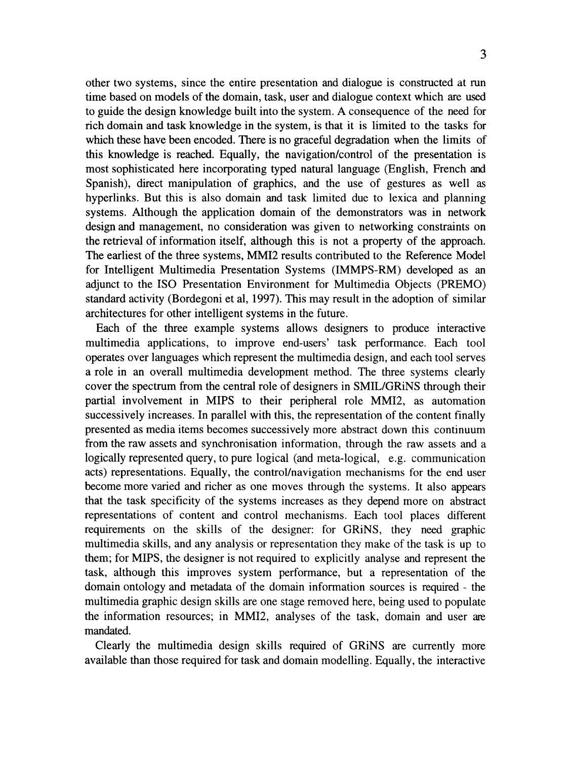other two systems, since the entire presentation and dialogue is constructed at run time based on models of the domain, task, user and dialogue context which are used to guide the design knowledge built into the system. A consequence of the need for rich domain and task knowledge in the system, is that it is limited to the tasks for which these have been encoded. There is no graceful degradation when the limits of this knowledge is reached. Equally, the navigation/control of the presentation is most sophisticated here incorporating typed natural language (English, French and Spanish), direct manipulation of graphics, and the use of gestures as well as hyperlinks. But this is also domain and task limited due to lexica and planning systems. Although the application domain of the demonstrators was in network design and management, no consideration was given to networking constraints on the retrieval of information itself, although this is not a property of the approach. The earliest of the three systems, MMI2 results contributed to the Reference Model for Intelligent Multimedia Presentation Systems (IMMPS-RM) developed as an adjunct to the ISO Presentation Environment for Multimedia Objects (PREMO) standard activity (Bordegoni et al, 1997). This may result in the adoption of similar architectures for other intelligent systems in the future.

Each of the three example systems allows designers to produce interactive multimedia applications, to improve end-users' task performance. Each tool operates over languages which represent the multimedia design, and each tool serves a role in an overall multimedia development method. The three systems clearly cover the spectrum from the central role of designers in SMIL/GRiNS through their partial involvement in MIPS to their peripheral role MMI2, as automation successively increases. In parallel with this, the representation of the content finally presented as media items becomes successively more abstract down this continuum from the raw assets and synchronisation information, through the raw assets and a logically represented query, to pure logical (and meta-logical, e.g. communication acts) representations. Equally, the control/navigation mechanisms for the end user become more varied and richer as one moves through the systems. It also appears that the task specificity of the systems increases as they depend more on abstract representations of content and control mechanisms. Each tool places different requirements on the skills of the designer: for GRiNS, they need graphic multimedia skills, and any analysis or representation they make of the task is up to them; for MIPS, the designer is not required to explicitly analyse and represent the task, although this improves system performance, but a representation of the domain ontology and metadata of the domain information sources is required - the multimedia graphic design skills are one stage removed here, being used to populate the information resources; in MMI2, analyses of the task, domain and user are mandated.

Clearly the multimedia design skills required of GRiNS are currently more available than those required for task and domain modelling. Equally, the interactive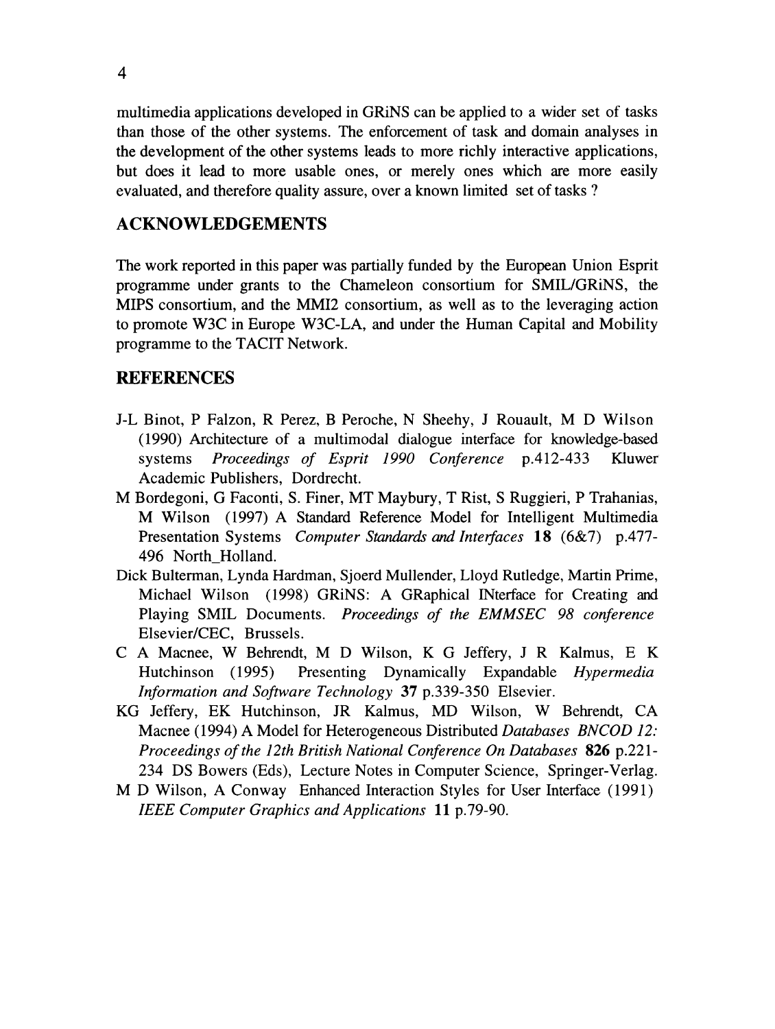multimedia applications developed in GRiNS can be applied to a wider set of tasks than those of the other systems. The enforcement of task and domain analyses in the development of the other systems leads to more richly interactive applications, but does it lead to more usable ones, or merely ones which are more easily evaluated, and therefore quality assure, over a known limited set of tasks ?

## ACKNOWLEDGEMENTS

The work reported in this paper was partially funded by the European Union Esprit programme under grants to the Chameleon consortium for SMIL/GRiNS, the MIPS consortium, and the MMI2 consortium, as well as to the leveraging action to promote W3C in Europe W3C-LA, and under the Human Capital and Mobility programme to the TACIT Network.

## REFERENCES

J-L Binot, P Falzon, R Perez, B Peroche, N Sheehy, J Rouault, M D Wilson (1990) Architecture of a multimodal dialogue interface for knowledge-based systems *Proceedings of Esprit 1990 Conference* p.412-433 Kluwer Academic Publishers, Dordrecht.

M Bordegoni, G Faconti, S. Finer, MT Maybury, T Rist, S Ruggieri, P Trahanias, M Wilson (1997) A Standard Reference Model for Intelligent Multimedia Presentation Systems *Computer Standards and Interfaces* **18** (6&7) p.477-496 North_Holland.

Dick Bulterman, Lynda Hardman, Sjoerd Mullender, Lloyd Rutledge, Martin Prime, Michael Wilson (1998) GRiNS: A GRaphical INterface for Creating and Playing SMIL Documents. *Proceedings of the EMMSEC 98 conference* Elsevier/CEC, Brussels.

C A Macnee, W Behrendt, M D Wilson, K G Jeffery, J R Kalmus, E K Hutchinson (1995) Presenting Dynamically Expandable *Hypermedia Information and Software Technology* **37** p.339-350 Elsevier.

KG Jeffery, EK Hutchinson, JR Kalmus, MD Wilson, W Behrendt, CA Macnee (1994) A Model for Heterogeneous Distributed *Databases BNCOD 12: Proceedings of the 12th British National Conference On Databases* **826** p.221-234 DS Bowers (Eds), Lecture Notes in Computer Science, Springer-Verlag.

M D Wilson, A Conway Enhanced Interaction Styles for User Interface (1991) *IEEE Computer Graphics and Applications* **11** p.79-90.